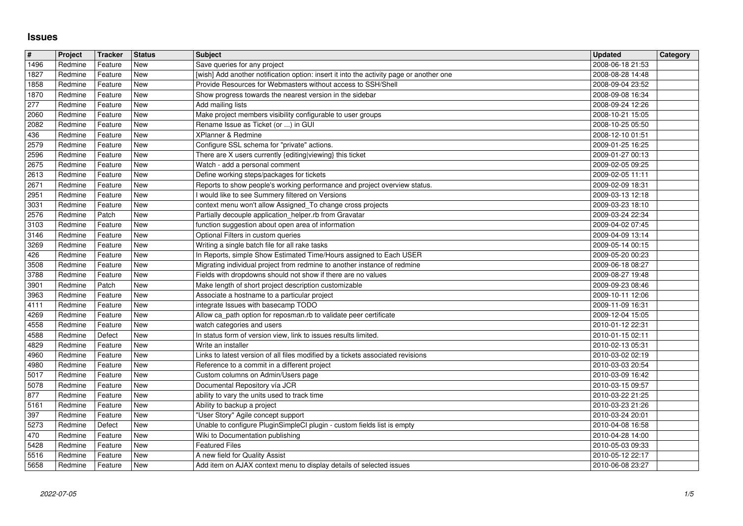# Issues

| # | Project | Tracker | Status | Subject | Updated | Category |
|---|---|---|---|---|---|---|
| 1496 | Redmine | Feature | New | Save queries for any project | 2008-06-18 21:53 | |
| 1827 | Redmine | Feature | New | [wish] Add another notification option: insert it into the activity page or another one | 2008-08-28 14:48 | |
| 1858 | Redmine | Feature | New | Provide Resources for Webmasters without access to SSH/Shell | 2008-09-04 23:52 | |
| 1870 | Redmine | Feature | New | Show progress towards the nearest version in the sidebar | 2008-09-08 16:34 | |
| 277 | Redmine | Feature | New | Add mailing lists | 2008-09-24 12:26 | |
| 2060 | Redmine | Feature | New | Make project members visibility configurable to user groups | 2008-10-21 15:05 | |
| 2082 | Redmine | Feature | New | Rename Issue as Ticket (or ...) in GUI | 2008-10-25 05:50 | |
| 436 | Redmine | Feature | New | XPlanner & Redmine | 2008-12-10 01:51 | |
| 2579 | Redmine | Feature | New | Configure SSL schema for "private" actions. | 2009-01-25 16:25 | |
| 2596 | Redmine | Feature | New | There are X users currently {editing\|viewing} this ticket | 2009-01-27 00:13 | |
| 2675 | Redmine | Feature | New | Watch - add a personal comment | 2009-02-05 09:25 | |
| 2613 | Redmine | Feature | New | Define working steps/packages for tickets | 2009-02-05 11:11 | |
| 2671 | Redmine | Feature | New | Reports to show people's working performance and project overview status. | 2009-02-09 18:31 | |
| 2951 | Redmine | Feature | New | I would like to see Summery filtered on Versions | 2009-03-13 12:18 | |
| 3031 | Redmine | Feature | New | context menu won't allow Assigned_To change cross projects | 2009-03-23 18:10 | |
| 2576 | Redmine | Patch | New | Partially decouple application_helper.rb from Gravatar | 2009-03-24 22:34 | |
| 3103 | Redmine | Feature | New | function suggestion about open area of information | 2009-04-02 07:45 | |
| 3146 | Redmine | Feature | New | Optional Filters in custom queries | 2009-04-09 13:14 | |
| 3269 | Redmine | Feature | New | Writing a single batch file for all rake tasks | 2009-05-14 00:15 | |
| 426 | Redmine | Feature | New | In Reports, simple Show Estimated Time/Hours assigned to Each USER | 2009-05-20 00:23 | |
| 3508 | Redmine | Feature | New | Migrating individual project from redmine to another instance of redmine | 2009-06-18 08:27 | |
| 3788 | Redmine | Feature | New | Fields with dropdowns should not show if there are no values | 2009-08-27 19:48 | |
| 3901 | Redmine | Patch | New | Make length of short project description customizable | 2009-09-23 08:46 | |
| 3963 | Redmine | Feature | New | Associate a hostname to a particular project | 2009-10-11 12:06 | |
| 4111 | Redmine | Feature | New | integrate Issues with basecamp TODO | 2009-11-09 16:31 | |
| 4269 | Redmine | Feature | New | Allow ca_path option for reposman.rb to validate peer certificate | 2009-12-04 15:05 | |
| 4558 | Redmine | Feature | New | watch categories and users | 2010-01-12 22:31 | |
| 4588 | Redmine | Defect | New | In status form of version view, link to issues results limited. | 2010-01-15 02:11 | |
| 4829 | Redmine | Feature | New | Write an installer | 2010-02-13 05:31 | |
| 4960 | Redmine | Feature | New | Links to latest version of all files modified by a tickets associated revisions | 2010-03-02 02:19 | |
| 4980 | Redmine | Feature | New | Reference to a commit in a different project | 2010-03-03 20:54 | |
| 5017 | Redmine | Feature | New | Custom columns on Admin/Users page | 2010-03-09 16:42 | |
| 5078 | Redmine | Feature | New | Documental Repository vía JCR | 2010-03-15 09:57 | |
| 877 | Redmine | Feature | New | ability to vary the units used to track time | 2010-03-22 21:25 | |
| 5161 | Redmine | Feature | New | Ability to backup a project | 2010-03-23 21:26 | |
| 397 | Redmine | Feature | New | "User Story" Agile concept support | 2010-03-24 20:01 | |
| 5273 | Redmine | Defect | New | Unable to configure PluginSimpleCI plugin - custom fields list is empty | 2010-04-08 16:58 | |
| 470 | Redmine | Feature | New | Wiki to Documentation publishing | 2010-04-28 14:00 | |
| 5428 | Redmine | Feature | New | Featured Files | 2010-05-03 09:33 | |
| 5516 | Redmine | Feature | New | A new field for Quality Assist | 2010-05-12 22:17 | |
| 5658 | Redmine | Feature | New | Add item on AJAX context menu to display details of selected issues | 2010-06-08 23:27 | |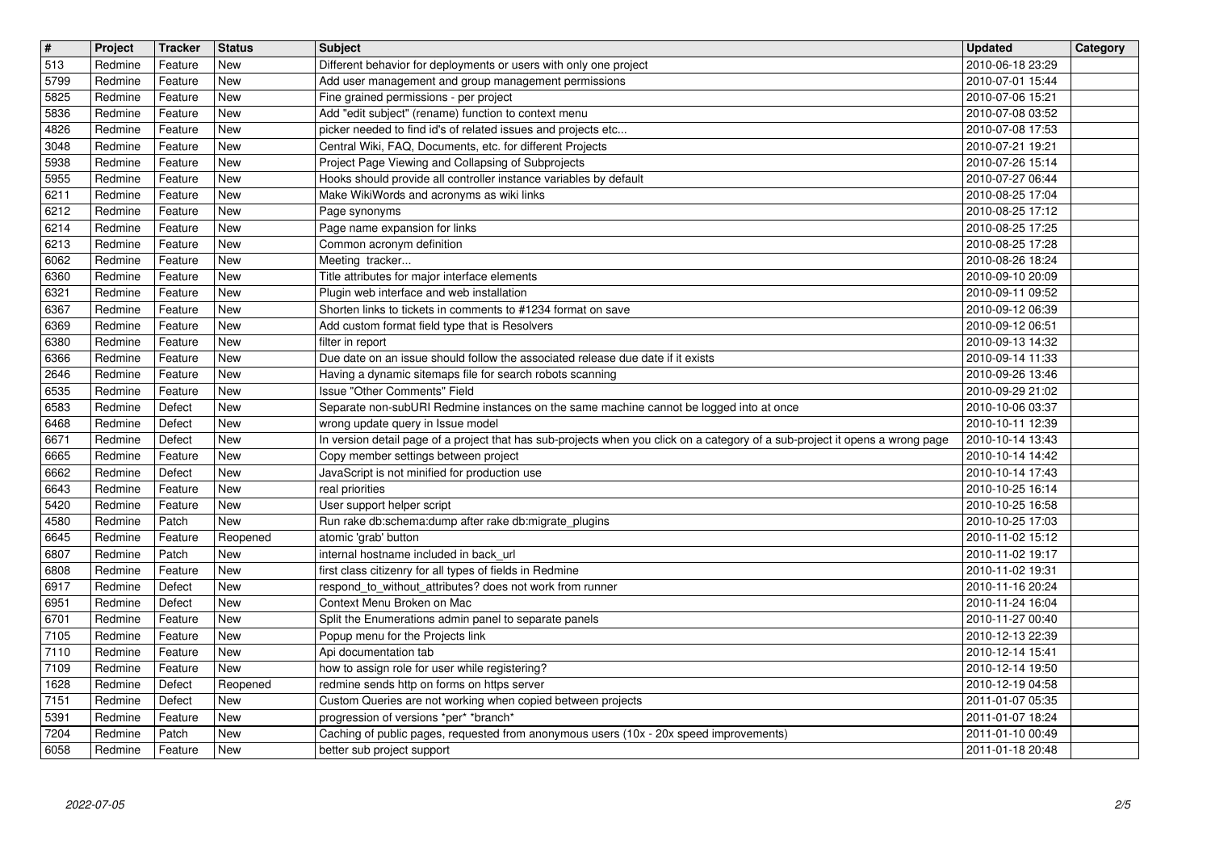| # | Project | Tracker | Status | Subject | Updated | Category |
|---|---|---|---|---|---|---|
| 513 | Redmine | Feature | New | Different behavior for deployments or users with only one project | 2010-06-18 23:29 | |
| 5799 | Redmine | Feature | New | Add user management and group management permissions | 2010-07-01 15:44 | |
| 5825 | Redmine | Feature | New | Fine grained permissions - per project | 2010-07-06 15:21 | |
| 5836 | Redmine | Feature | New | Add "edit subject" (rename) function to context menu | 2010-07-08 03:52 | |
| 4826 | Redmine | Feature | New | picker needed to find id's of related issues and projects etc... | 2010-07-08 17:53 | |
| 3048 | Redmine | Feature | New | Central Wiki, FAQ, Documents, etc. for different Projects | 2010-07-21 19:21 | |
| 5938 | Redmine | Feature | New | Project Page Viewing and Collapsing of Subprojects | 2010-07-26 15:14 | |
| 5955 | Redmine | Feature | New | Hooks should provide all controller instance variables by default | 2010-07-27 06:44 | |
| 6211 | Redmine | Feature | New | Make WikiWords and acronyms as wiki links | 2010-08-25 17:04 | |
| 6212 | Redmine | Feature | New | Page synonyms | 2010-08-25 17:12 | |
| 6214 | Redmine | Feature | New | Page name expansion for links | 2010-08-25 17:25 | |
| 6213 | Redmine | Feature | New | Common acronym definition | 2010-08-25 17:28 | |
| 6062 | Redmine | Feature | New | Meeting tracker... | 2010-08-26 18:24 | |
| 6360 | Redmine | Feature | New | Title attributes for major interface elements | 2010-09-10 20:09 | |
| 6321 | Redmine | Feature | New | Plugin web interface and web installation | 2010-09-11 09:52 | |
| 6367 | Redmine | Feature | New | Shorten links to tickets in comments to #1234 format on save | 2010-09-12 06:39 | |
| 6369 | Redmine | Feature | New | Add custom format field type that is Resolvers | 2010-09-12 06:51 | |
| 6380 | Redmine | Feature | New | filter in report | 2010-09-13 14:32 | |
| 6366 | Redmine | Feature | New | Due date on an issue should follow the associated release due date if it exists | 2010-09-14 11:33 | |
| 2646 | Redmine | Feature | New | Having a dynamic sitemaps file for search robots scanning | 2010-09-26 13:46 | |
| 6535 | Redmine | Feature | New | Issue "Other Comments" Field | 2010-09-29 21:02 | |
| 6583 | Redmine | Defect | New | Separate non-subURI Redmine instances on the same machine cannot be logged into at once | 2010-10-06 03:37 | |
| 6468 | Redmine | Defect | New | wrong update query in Issue model | 2010-10-11 12:39 | |
| 6671 | Redmine | Defect | New | In version detail page of a project that has sub-projects when you click on a category of a sub-project it opens a wrong page | 2010-10-14 13:43 | |
| 6665 | Redmine | Feature | New | Copy member settings between project | 2010-10-14 14:42 | |
| 6662 | Redmine | Defect | New | JavaScript is not minified for production use | 2010-10-14 17:43 | |
| 6643 | Redmine | Feature | New | real priorities | 2010-10-25 16:14 | |
| 5420 | Redmine | Feature | New | User support helper script | 2010-10-25 16:58 | |
| 4580 | Redmine | Patch | New | Run rake db:schema:dump after rake db:migrate_plugins | 2010-10-25 17:03 | |
| 6645 | Redmine | Feature | Reopened | atomic 'grab' button | 2010-11-02 15:12 | |
| 6807 | Redmine | Patch | New | internal hostname included in back_url | 2010-11-02 19:17 | |
| 6808 | Redmine | Feature | New | first class citizenry for all types of fields in Redmine | 2010-11-02 19:31 | |
| 6917 | Redmine | Defect | New | respond_to_without_attributes? does not work from runner | 2010-11-16 20:24 | |
| 6951 | Redmine | Defect | New | Context Menu Broken on Mac | 2010-11-24 16:04 | |
| 6701 | Redmine | Feature | New | Split the Enumerations admin panel to separate panels | 2010-11-27 00:40 | |
| 7105 | Redmine | Feature | New | Popup menu for the Projects link | 2010-12-13 22:39 | |
| 7110 | Redmine | Feature | New | Api documentation tab | 2010-12-14 15:41 | |
| 7109 | Redmine | Feature | New | how to assign role for user while registering? | 2010-12-14 19:50 | |
| 1628 | Redmine | Defect | Reopened | redmine sends http on forms on https server | 2010-12-19 04:58 | |
| 7151 | Redmine | Defect | New | Custom Queries are not working when copied between projects | 2011-01-07 05:35 | |
| 5391 | Redmine | Feature | New | progression of versions *per* *branch* | 2011-01-07 18:24 | |
| 7204 | Redmine | Patch | New | Caching of public pages, requested from anonymous users (10x - 20x speed improvements) | 2011-01-10 00:49 | |
| 6058 | Redmine | Feature | New | better sub project support | 2011-01-18 20:48 | |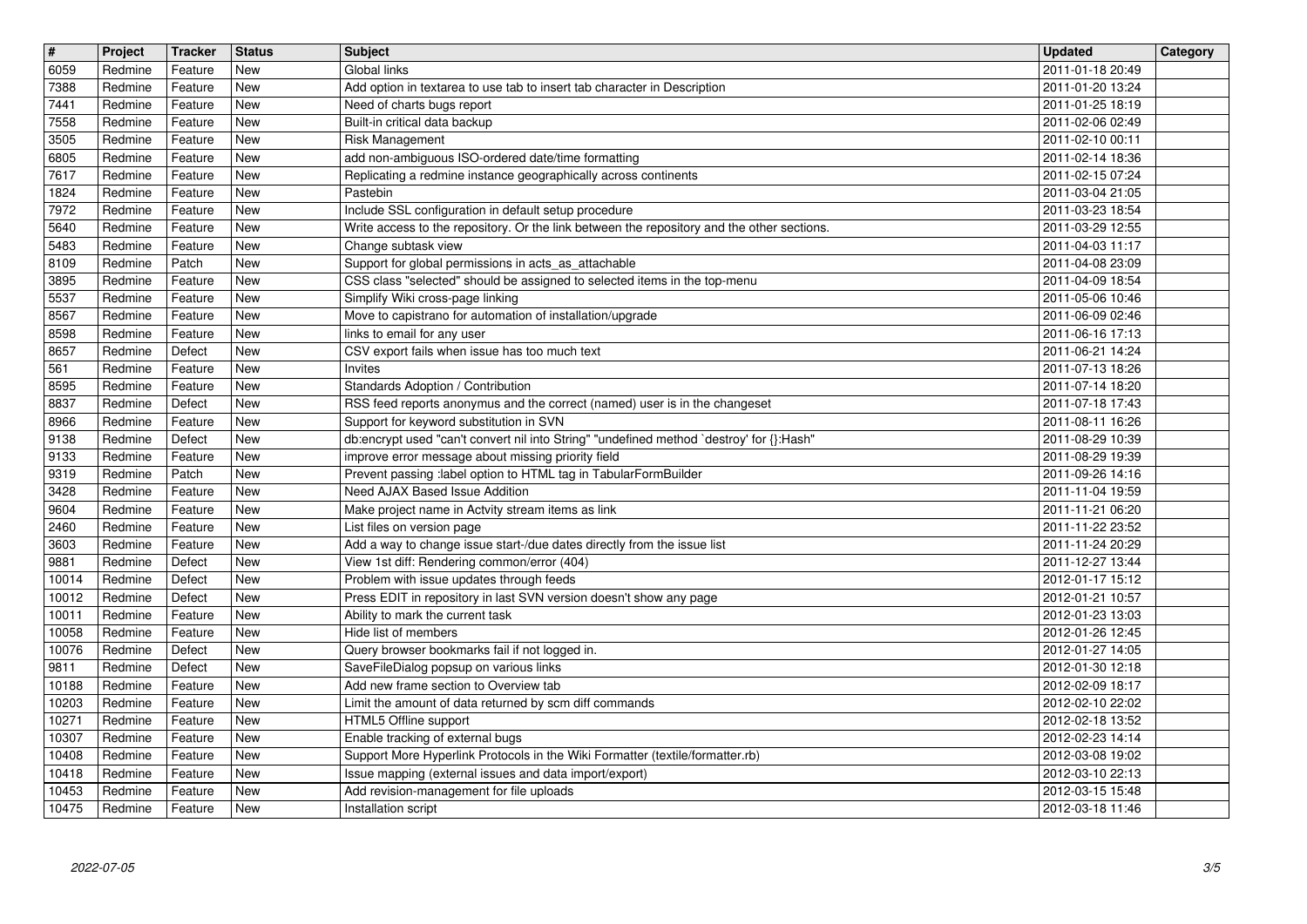| # | Project | Tracker | Status | Subject | Updated | Category |
| --- | --- | --- | --- | --- | --- | --- |
| 6059 | Redmine | Feature | New | Global links | 2011-01-18 20:49 | |
| 7388 | Redmine | Feature | New | Add option in textarea to use tab to insert tab character in Description | 2011-01-20 13:24 | |
| 7441 | Redmine | Feature | New | Need of charts bugs report | 2011-01-25 18:19 | |
| 7558 | Redmine | Feature | New | Built-in critical data backup | 2011-02-06 02:49 | |
| 3505 | Redmine | Feature | New | Risk Management | 2011-02-10 00:11 | |
| 6805 | Redmine | Feature | New | add non-ambiguous ISO-ordered date/time formatting | 2011-02-14 18:36 | |
| 7617 | Redmine | Feature | New | Replicating a redmine instance geographically across continents | 2011-02-15 07:24 | |
| 1824 | Redmine | Feature | New | Pastebin | 2011-03-04 21:05 | |
| 7972 | Redmine | Feature | New | Include SSL configuration in default setup procedure | 2011-03-23 18:54 | |
| 5640 | Redmine | Feature | New | Write access to the repository. Or the link between the repository and the other sections. | 2011-03-29 12:55 | |
| 5483 | Redmine | Feature | New | Change subtask view | 2011-04-03 11:17 | |
| 8109 | Redmine | Patch | New | Support for global permissions in acts_as_attachable | 2011-04-08 23:09 | |
| 3895 | Redmine | Feature | New | CSS class "selected" should be assigned to selected items in the top-menu | 2011-04-09 18:54 | |
| 5537 | Redmine | Feature | New | Simplify Wiki cross-page linking | 2011-05-06 10:46 | |
| 8567 | Redmine | Feature | New | Move to capistrano for automation of installation/upgrade | 2011-06-09 02:46 | |
| 8598 | Redmine | Feature | New | links to email for any user | 2011-06-16 17:13 | |
| 8657 | Redmine | Defect | New | CSV export fails when issue has too much text | 2011-06-21 14:24 | |
| 561 | Redmine | Feature | New | Invites | 2011-07-13 18:26 | |
| 8595 | Redmine | Feature | New | Standards Adoption / Contribution | 2011-07-14 18:20 | |
| 8837 | Redmine | Defect | New | RSS feed reports anonymus and the correct (named) user is in the changeset | 2011-07-18 17:43 | |
| 8966 | Redmine | Feature | New | Support for keyword substitution in SVN | 2011-08-11 16:26 | |
| 9138 | Redmine | Defect | New | db:encrypt used "can't convert nil into String" "undefined method `destroy' for {}:Hash" | 2011-08-29 10:39 | |
| 9133 | Redmine | Feature | New | improve error message about missing priority field | 2011-08-29 19:39 | |
| 9319 | Redmine | Patch | New | Prevent passing :label option to HTML tag in TabularFormBuilder | 2011-09-26 14:16 | |
| 3428 | Redmine | Feature | New | Need AJAX Based Issue Addition | 2011-11-04 19:59 | |
| 9604 | Redmine | Feature | New | Make project name in Actvity stream items as link | 2011-11-21 06:20 | |
| 2460 | Redmine | Feature | New | List files on version page | 2011-11-22 23:52 | |
| 3603 | Redmine | Feature | New | Add a way to change issue start-/due dates directly from the issue list | 2011-11-24 20:29 | |
| 9881 | Redmine | Defect | New | View 1st diff: Rendering common/error (404) | 2011-12-27 13:44 | |
| 10014 | Redmine | Defect | New | Problem with issue updates through feeds | 2012-01-17 15:12 | |
| 10012 | Redmine | Defect | New | Press EDIT in repository in last SVN version doesn't show any page | 2012-01-21 10:57 | |
| 10011 | Redmine | Feature | New | Ability to mark the current task | 2012-01-23 13:03 | |
| 10058 | Redmine | Feature | New | Hide list of members | 2012-01-26 12:45 | |
| 10076 | Redmine | Defect | New | Query browser bookmarks fail if not logged in. | 2012-01-27 14:05 | |
| 9811 | Redmine | Defect | New | SaveFileDialog popsup on various links | 2012-01-30 12:18 | |
| 10188 | Redmine | Feature | New | Add new frame section to Overview tab | 2012-02-09 18:17 | |
| 10203 | Redmine | Feature | New | Limit the amount of data returned by scm diff commands | 2012-02-10 22:02 | |
| 10271 | Redmine | Feature | New | HTML5 Offline support | 2012-02-18 13:52 | |
| 10307 | Redmine | Feature | New | Enable tracking of external bugs | 2012-02-23 14:14 | |
| 10408 | Redmine | Feature | New | Support More Hyperlink Protocols in the Wiki Formatter (textile/formatter.rb) | 2012-03-08 19:02 | |
| 10418 | Redmine | Feature | New | Issue mapping (external issues and data import/export) | 2012-03-10 22:13 | |
| 10453 | Redmine | Feature | New | Add revision-management for file uploads | 2012-03-15 15:48 | |
| 10475 | Redmine | Feature | New | Installation script | 2012-03-18 11:46 | |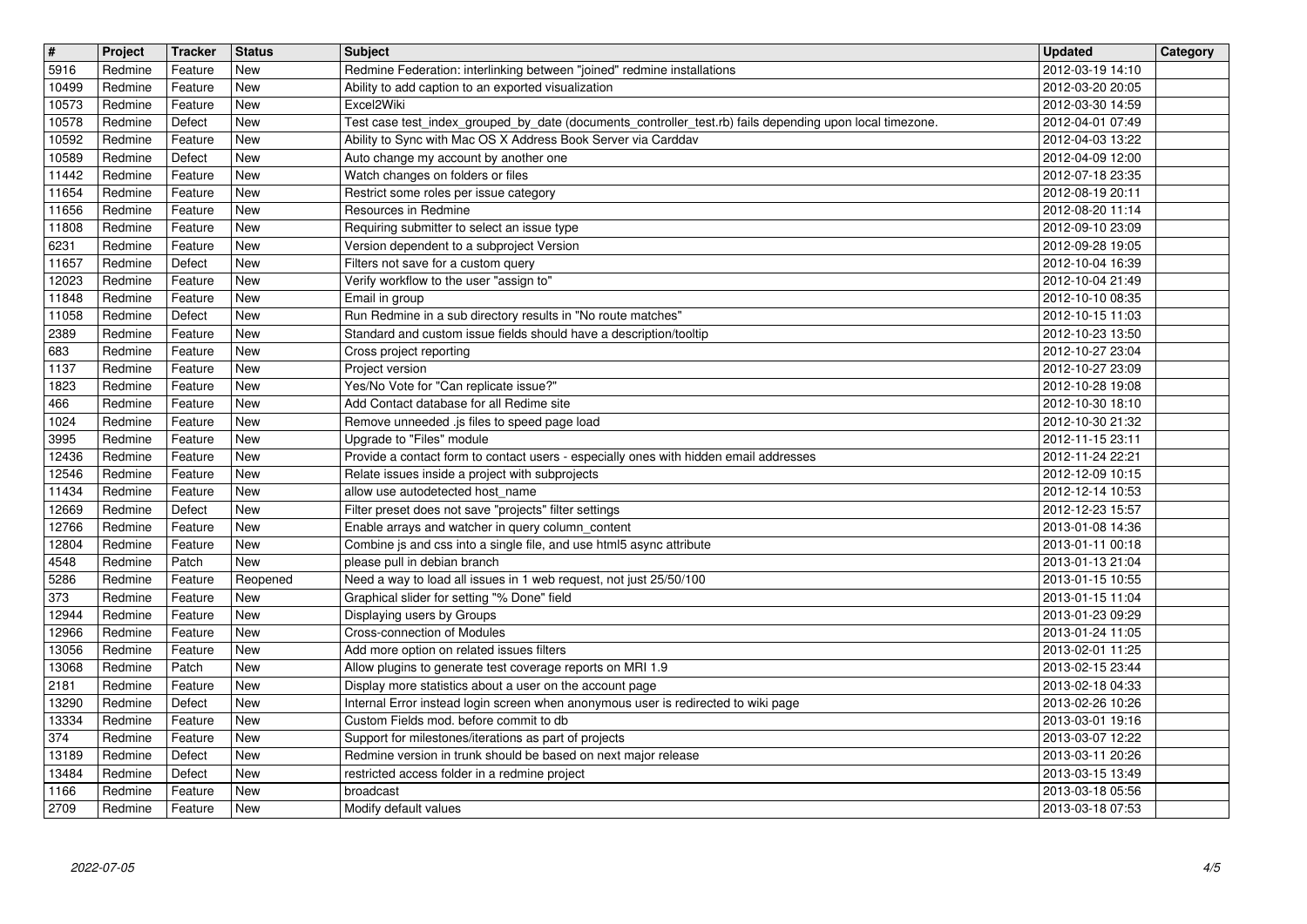| # | Project | Tracker | Status | Subject | Updated | Category |
|---|---|---|---|---|---|---|
| 5916 | Redmine | Feature | New | Redmine Federation: interlinking between "joined" redmine installations | 2012-03-19 14:10 | |
| 10499 | Redmine | Feature | New | Ability to add caption to an exported visualization | 2012-03-20 20:05 | |
| 10573 | Redmine | Feature | New | Excel2Wiki | 2012-03-30 14:59 | |
| 10578 | Redmine | Defect | New | Test case test_index_grouped_by_date (documents_controller_test.rb) fails depending upon local timezone. | 2012-04-01 07:49 | |
| 10592 | Redmine | Feature | New | Ability to Sync with Mac OS X Address Book Server via Carddav | 2012-04-03 13:22 | |
| 10589 | Redmine | Defect | New | Auto change my account by another one | 2012-04-09 12:00 | |
| 11442 | Redmine | Feature | New | Watch changes on folders or files | 2012-07-18 23:35 | |
| 11654 | Redmine | Feature | New | Restrict some roles per issue category | 2012-08-19 20:11 | |
| 11656 | Redmine | Feature | New | Resources in Redmine | 2012-08-20 11:14 | |
| 11808 | Redmine | Feature | New | Requiring submitter to select an issue type | 2012-09-10 23:09 | |
| 6231 | Redmine | Feature | New | Version dependent to a subproject Version | 2012-09-28 19:05 | |
| 11657 | Redmine | Defect | New | Filters not save for a custom query | 2012-10-04 16:39 | |
| 12023 | Redmine | Feature | New | Verify workflow to the user "assign to" | 2012-10-04 21:49 | |
| 11848 | Redmine | Feature | New | Email in group | 2012-10-10 08:35 | |
| 11058 | Redmine | Defect | New | Run Redmine in a sub directory results in "No route matches" | 2012-10-15 11:03 | |
| 2389 | Redmine | Feature | New | Standard and custom issue fields should have a description/tooltip | 2012-10-23 13:50 | |
| 683 | Redmine | Feature | New | Cross project reporting | 2012-10-27 23:04 | |
| 1137 | Redmine | Feature | New | Project version | 2012-10-27 23:09 | |
| 1823 | Redmine | Feature | New | Yes/No Vote for "Can replicate issue?" | 2012-10-28 19:08 | |
| 466 | Redmine | Feature | New | Add Contact database for all Redime site | 2012-10-30 18:10 | |
| 1024 | Redmine | Feature | New | Remove unneeded .js files to speed page load | 2012-10-30 21:32 | |
| 3995 | Redmine | Feature | New | Upgrade to "Files" module | 2012-11-15 23:11 | |
| 12436 | Redmine | Feature | New | Provide a contact form to contact users - especially ones with hidden email addresses | 2012-11-24 22:21 | |
| 12546 | Redmine | Feature | New | Relate issues inside a project with subprojects | 2012-12-09 10:15 | |
| 11434 | Redmine | Feature | New | allow use autodetected host_name | 2012-12-14 10:53 | |
| 12669 | Redmine | Defect | New | Filter preset does not save "projects" filter settings | 2012-12-23 15:57 | |
| 12766 | Redmine | Feature | New | Enable arrays and watcher in query column_content | 2013-01-08 14:36 | |
| 12804 | Redmine | Feature | New | Combine js and css into a single file, and use html5 async attribute | 2013-01-11 00:18 | |
| 4548 | Redmine | Patch | New | please pull in debian branch | 2013-01-13 21:04 | |
| 5286 | Redmine | Feature | Reopened | Need a way to load all issues in 1 web request, not just 25/50/100 | 2013-01-15 10:55 | |
| 373 | Redmine | Feature | New | Graphical slider for setting "% Done" field | 2013-01-15 11:04 | |
| 12944 | Redmine | Feature | New | Displaying users by Groups | 2013-01-23 09:29 | |
| 12966 | Redmine | Feature | New | Cross-connection of Modules | 2013-01-24 11:05 | |
| 13056 | Redmine | Feature | New | Add more option on related issues filters | 2013-02-01 11:25 | |
| 13068 | Redmine | Patch | New | Allow plugins to generate test coverage reports on MRI 1.9 | 2013-02-15 23:44 | |
| 2181 | Redmine | Feature | New | Display more statistics about a user on the account page | 2013-02-18 04:33 | |
| 13290 | Redmine | Defect | New | Internal Error instead login screen when anonymous user is redirected to wiki page | 2013-02-26 10:26 | |
| 13334 | Redmine | Feature | New | Custom Fields mod. before commit to db | 2013-03-01 19:16 | |
| 374 | Redmine | Feature | New | Support for milestones/iterations as part of projects | 2013-03-07 12:22 | |
| 13189 | Redmine | Defect | New | Redmine version in trunk should be based on next major release | 2013-03-11 20:26 | |
| 13484 | Redmine | Defect | New | restricted access folder in a redmine project | 2013-03-15 13:49 | |
| 1166 | Redmine | Feature | New | broadcast | 2013-03-18 05:56 | |
| 2709 | Redmine | Feature | New | Modify default values | 2013-03-18 07:53 | |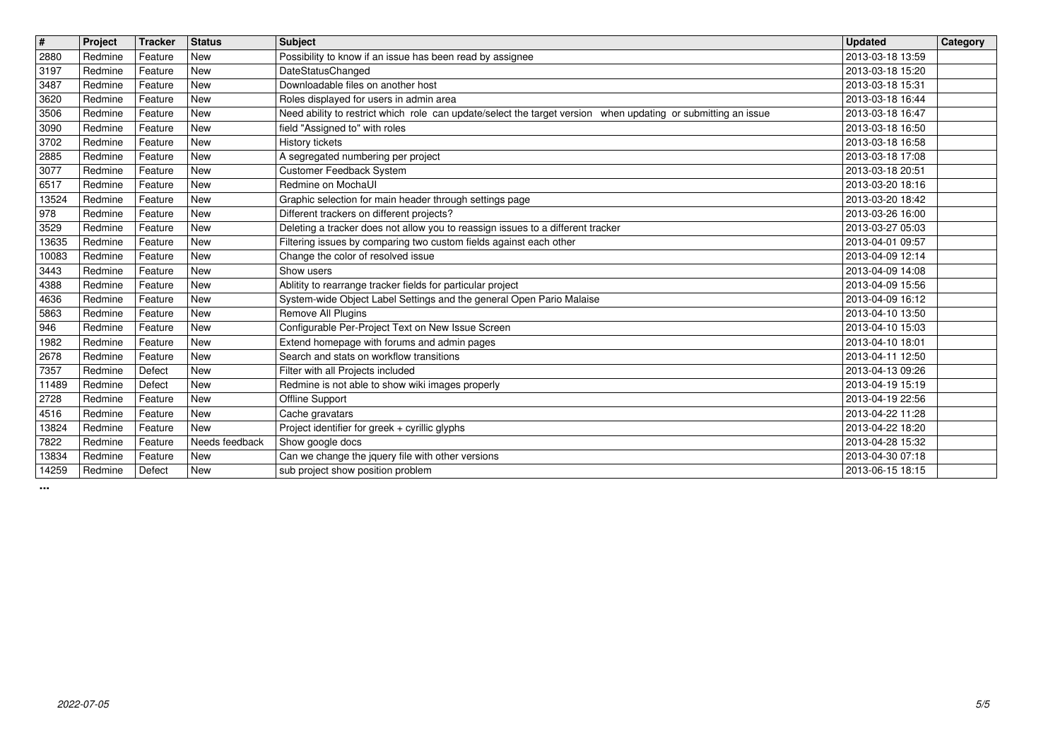| # | Project | Tracker | Status | Subject | Updated | Category |
| --- | --- | --- | --- | --- | --- | --- |
| 2880 | Redmine | Feature | New | Possibility to know if an issue has been read by assignee | 2013-03-18 13:59 | |
| 3197 | Redmine | Feature | New | DateStatusChanged | 2013-03-18 15:20 | |
| 3487 | Redmine | Feature | New | Downloadable files on another host | 2013-03-18 15:31 | |
| 3620 | Redmine | Feature | New | Roles displayed for users in admin area | 2013-03-18 16:44 | |
| 3506 | Redmine | Feature | New | Need ability to restrict which role can update/select the target version when updating or submitting an issue | 2013-03-18 16:47 | |
| 3090 | Redmine | Feature | New | field "Assigned to" with roles | 2013-03-18 16:50 | |
| 3702 | Redmine | Feature | New | History tickets | 2013-03-18 16:58 | |
| 2885 | Redmine | Feature | New | A segregated numbering per project | 2013-03-18 17:08 | |
| 3077 | Redmine | Feature | New | Customer Feedback System | 2013-03-18 20:51 | |
| 6517 | Redmine | Feature | New | Redmine on MochaUI | 2013-03-20 18:16 | |
| 13524 | Redmine | Feature | New | Graphic selection for main header through settings page | 2013-03-20 18:42 | |
| 978 | Redmine | Feature | New | Different trackers on different projects? | 2013-03-26 16:00 | |
| 3529 | Redmine | Feature | New | Deleting a tracker does not allow you to reassign issues to a different tracker | 2013-03-27 05:03 | |
| 13635 | Redmine | Feature | New | Filtering issues by comparing two custom fields against each other | 2013-04-01 09:57 | |
| 10083 | Redmine | Feature | New | Change the color of resolved issue | 2013-04-09 12:14 | |
| 3443 | Redmine | Feature | New | Show users | 2013-04-09 14:08 | |
| 4388 | Redmine | Feature | New | Ablitity to rearrange tracker fields for particular project | 2013-04-09 15:56 | |
| 4636 | Redmine | Feature | New | System-wide Object Label Settings and the general Open Pario Malaise | 2013-04-09 16:12 | |
| 5863 | Redmine | Feature | New | Remove All Plugins | 2013-04-10 13:50 | |
| 946 | Redmine | Feature | New | Configurable Per-Project Text on New Issue Screen | 2013-04-10 15:03 | |
| 1982 | Redmine | Feature | New | Extend homepage with forums and admin pages | 2013-04-10 18:01 | |
| 2678 | Redmine | Feature | New | Search and stats on workflow transitions | 2013-04-11 12:50 | |
| 7357 | Redmine | Defect | New | Filter with all Projects included | 2013-04-13 09:26 | |
| 11489 | Redmine | Defect | New | Redmine is not able to show wiki images properly | 2013-04-19 15:19 | |
| 2728 | Redmine | Feature | New | Offline Support | 2013-04-19 22:56 | |
| 4516 | Redmine | Feature | New | Cache gravatars | 2013-04-22 11:28 | |
| 13824 | Redmine | Feature | New | Project identifier for greek + cyrillic glyphs | 2013-04-22 18:20 | |
| 7822 | Redmine | Feature | Needs feedback | Show google docs | 2013-04-28 15:32 | |
| 13834 | Redmine | Feature | New | Can we change the jquery file with other versions | 2013-04-30 07:18 | |
| 14259 | Redmine | Defect | New | sub project show position problem | 2013-06-15 18:15 | |

...